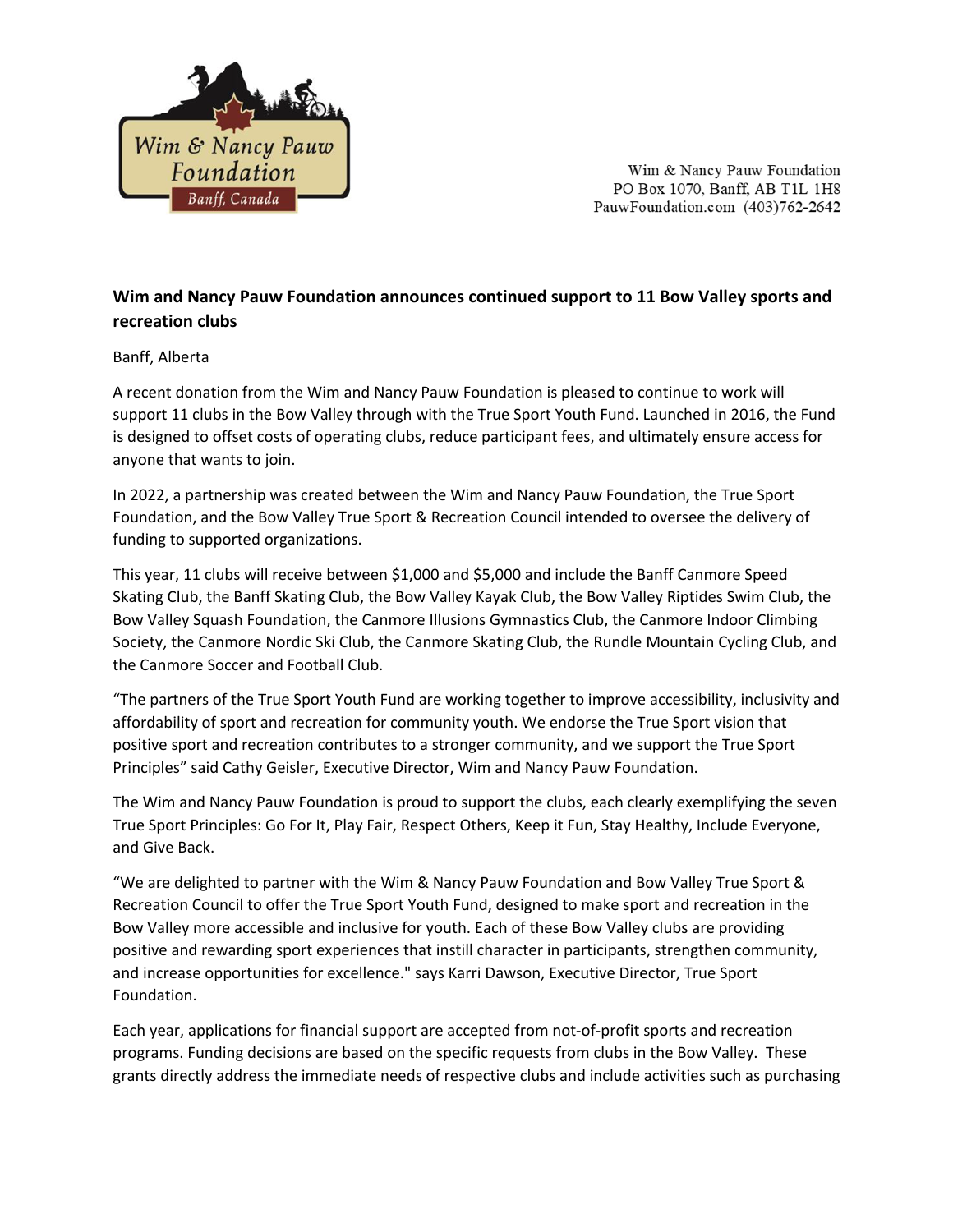Wim & Nancy Pauw Foundation
PO Box 1070, Banff, AB T1L 1H8
PauwFoundation.com (403)762-2642

**Wim and Nancy Pauw Foundation announces continued support to 11 Bow Valley sports and recreation clubs**

Banff, Alberta

A recent donation from the Wim and Nancy Pauw Foundation is pleased to continue to work will support 11 clubs in the Bow Valley through with the True Sport Youth Fund. Launched in 2016, the Fund is designed to offset costs of operating clubs, reduce participant fees, and ultimately ensure access for anyone that wants to join.

In 2022, a partnership was created between the Wim and Nancy Pauw Foundation, the True Sport Foundation, and the Bow Valley True Sport & Recreation Council intended to oversee the delivery of funding to supported organizations.

This year, 11 clubs will receive between $1,000 and $5,000 and include the Banff Canmore Speed Skating Club, the Banff Skating Club, the Bow Valley Kayak Club, the Bow Valley Riptides Swim Club, the Bow Valley Squash Foundation, the Canmore Illusions Gymnastics Club, the Canmore Indoor Climbing Society, the Canmore Nordic Ski Club, the Canmore Skating Club, the Rundle Mountain Cycling Club, and the Canmore Soccer and Football Club.

"The partners of the True Sport Youth Fund are working together to improve accessibility, inclusivity and affordability of sport and recreation for community youth. We endorse the True Sport vision that positive sport and recreation contributes to a stronger community, and we support the True Sport Principles" said Cathy Geisler, Executive Director, Wim and Nancy Pauw Foundation.

The Wim and Nancy Pauw Foundation is proud to support the clubs, each clearly exemplifying the seven True Sport Principles: Go For It, Play Fair, Respect Others, Keep it Fun, Stay Healthy, Include Everyone, and Give Back.

"We are delighted to partner with the Wim & Nancy Pauw Foundation and Bow Valley True Sport & Recreation Council to offer the True Sport Youth Fund, designed to make sport and recreation in the Bow Valley more accessible and inclusive for youth. Each of these Bow Valley clubs are providing positive and rewarding sport experiences that instill character in participants, strengthen community, and increase opportunities for excellence." says Karri Dawson, Executive Director, True Sport Foundation.

Each year, applications for financial support are accepted from not-of-profit sports and recreation programs. Funding decisions are based on the specific requests from clubs in the Bow Valley. These grants directly address the immediate needs of respective clubs and include activities such as purchasing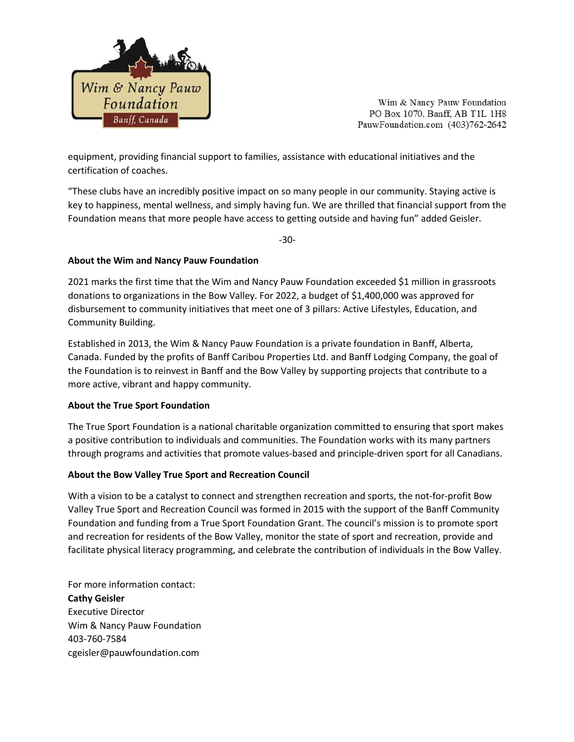Wim & Nancy Pauw Foundation
PO Box 1070, Banff, AB T1L 1H8
PauwFoundation.com (403)762-2642

equipment, providing financial support to families, assistance with educational initiatives and the certification of coaches.

"These clubs have an incredibly positive impact on so many people in our community. Staying active is key to happiness, mental wellness, and simply having fun. We are thrilled that financial support from the Foundation means that more people have access to getting outside and having fun" added Geisler.

-30-

**About the Wim and Nancy Pauw Foundation**

2021 marks the first time that the Wim and Nancy Pauw Foundation exceeded $1 million in grassroots donations to organizations in the Bow Valley. For 2022, a budget of $1,400,000 was approved for disbursement to community initiatives that meet one of 3 pillars: Active Lifestyles, Education, and Community Building.

Established in 2013, the Wim & Nancy Pauw Foundation is a private foundation in Banff, Alberta, Canada. Funded by the profits of Banff Caribou Properties Ltd. and Banff Lodging Company, the goal of the Foundation is to reinvest in Banff and the Bow Valley by supporting projects that contribute to a more active, vibrant and happy community.

**About the True Sport Foundation**

The True Sport Foundation is a national charitable organization committed to ensuring that sport makes a positive contribution to individuals and communities. The Foundation works with its many partners through programs and activities that promote values-based and principle-driven sport for all Canadians.

**About the Bow Valley True Sport and Recreation Council**

With a vision to be a catalyst to connect and strengthen recreation and sports, the not-for-profit Bow Valley True Sport and Recreation Council was formed in 2015 with the support of the Banff Community Foundation and funding from a True Sport Foundation Grant. The council's mission is to promote sport and recreation for residents of the Bow Valley, monitor the state of sport and recreation, provide and facilitate physical literacy programming, and celebrate the contribution of individuals in the Bow Valley.

For more information contact:
**Cathy Geisler**
Executive Director
Wim & Nancy Pauw Foundation
403-760-7584
cgeisler@pauwfoundation.com